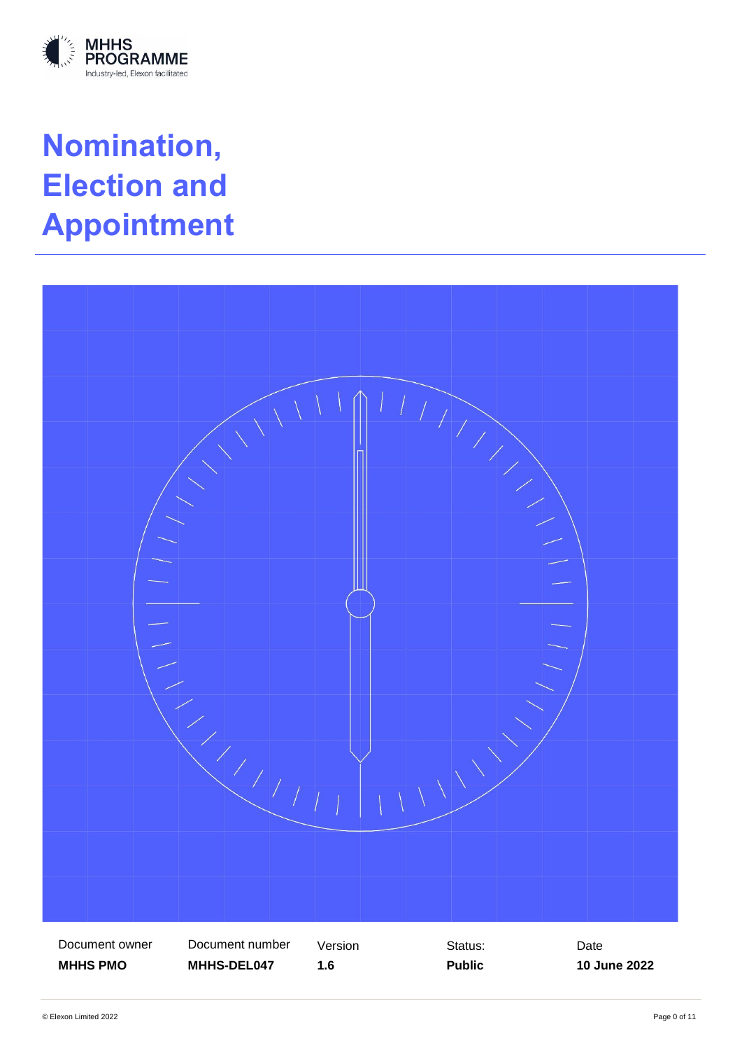MHHS PROGRAMME

Industry-led, Elexon facilitated

# Nomination, Election and Appointment

| Document owner | Document number | Version | Status: | Date |
|---|---|---|---|---|
| **MHHS PMO** | **MHHS-DEL047** | **1.6** | **Public** | **10 June 2022** |

© Elexon Limited 2022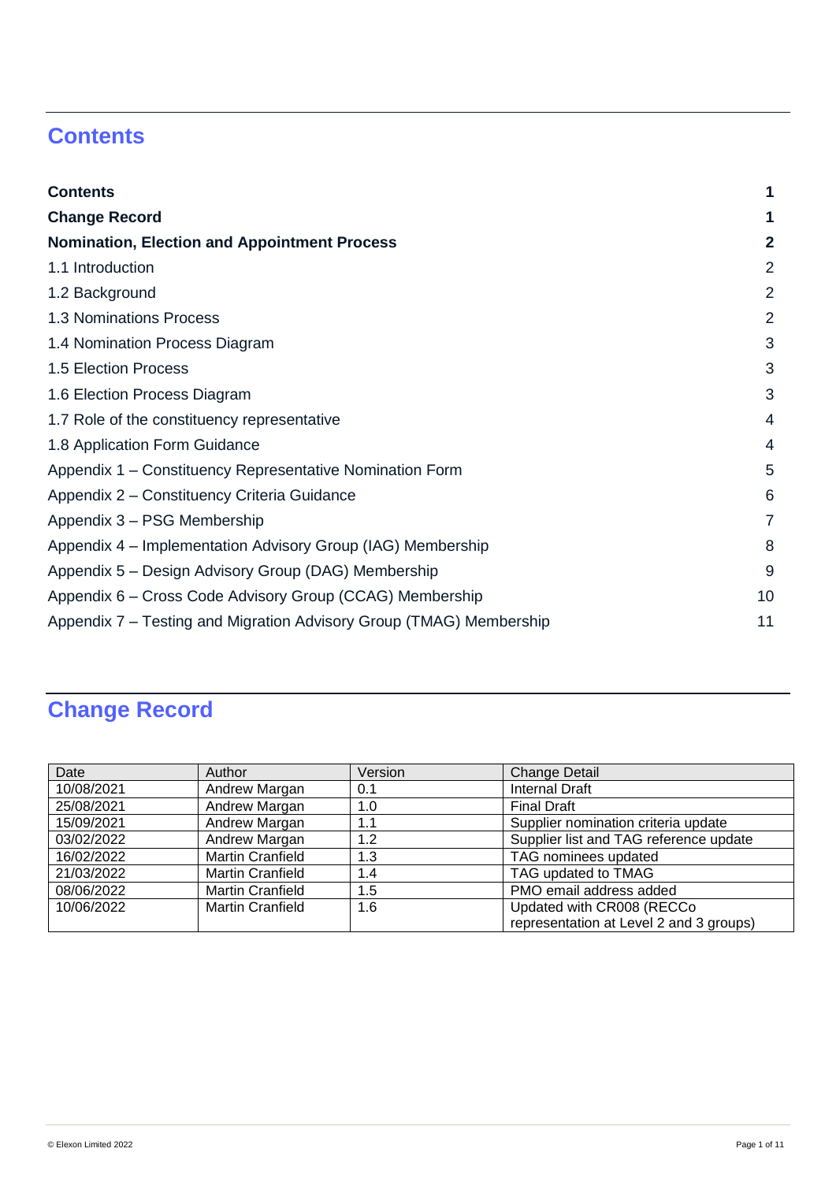# Contents

| | |
|---|---|
| **Contents** | **1** |
| **Change Record** | **1** |
| **Nomination, Election and Appointment Process** | **2** |
| 1.1 Introduction | 2 |
| 1.2 Background | 2 |
| 1.3 Nominations Process | 2 |
| 1.4 Nomination Process Diagram | 3 |
| 1.5 Election Process | 3 |
| 1.6 Election Process Diagram | 3 |
| 1.7 Role of the constituency representative | 4 |
| 1.8 Application Form Guidance | 4 |
| Appendix 1 – Constituency Representative Nomination Form | 5 |
| Appendix 2 – Constituency Criteria Guidance | 6 |
| Appendix 3 – PSG Membership | 7 |
| Appendix 4 – Implementation Advisory Group (IAG) Membership | 8 |
| Appendix 5 – Design Advisory Group (DAG) Membership | 9 |
| Appendix 6 – Cross Code Advisory Group (CCAG) Membership | 10 |
| Appendix 7 – Testing and Migration Advisory Group (TMAG) Membership | 11 |

# Change Record

| Date | Author | Version | Change Detail |
|---|---|---|---|
| 10/08/2021 | Andrew Margan | 0.1 | Internal Draft |
| 25/08/2021 | Andrew Margan | 1.0 | Final Draft |
| 15/09/2021 | Andrew Margan | 1.1 | Supplier nomination criteria update |
| 03/02/2022 | Andrew Margan | 1.2 | Supplier list and TAG reference update |
| 16/02/2022 | Martin Cranfield | 1.3 | TAG nominees updated |
| 21/03/2022 | Martin Cranfield | 1.4 | TAG updated to TMAG |
| 08/06/2022 | Martin Cranfield | 1.5 | PMO email address added |
| 10/06/2022 | Martin Cranfield | 1.6 | Updated with CR008 (RECCo representation at Level 2 and 3 groups) |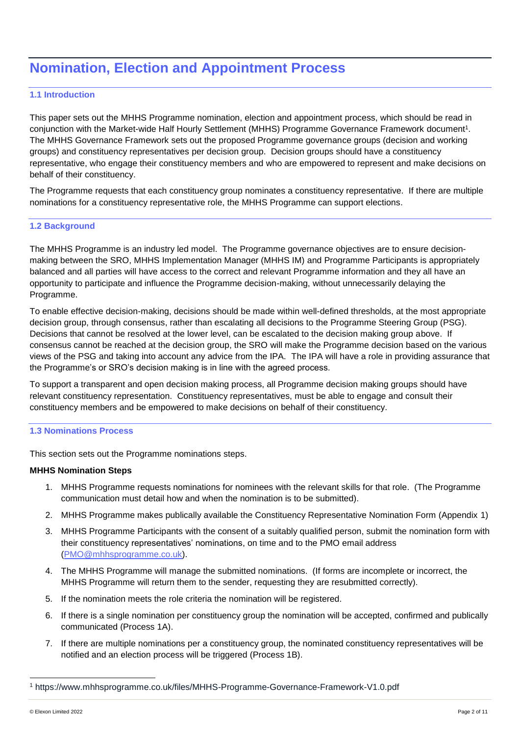# Nomination, Election and Appointment Process

### 1.1 Introduction

This paper sets out the MHHS Programme nomination, election and appointment process, which should be read in conjunction with the Market-wide Half Hourly Settlement (MHHS) Programme Governance Framework document[1]. The MHHS Governance Framework sets out the proposed Programme governance groups (decision and working groups) and constituency representatives per decision group. Decision groups should have a constituency representative, who engage their constituency members and who are empowered to represent and make decisions on behalf of their constituency.

The Programme requests that each constituency group nominates a constituency representative. If there are multiple nominations for a constituency representative role, the MHHS Programme can support elections.

### 1.2 Background

The MHHS Programme is an industry led model. The Programme governance objectives are to ensure decision-making between the SRO, MHHS Implementation Manager (MHHS IM) and Programme Participants is appropriately balanced and all parties will have access to the correct and relevant Programme information and they all have an opportunity to participate and influence the Programme decision-making, without unnecessarily delaying the Programme.

To enable effective decision-making, decisions should be made within well-defined thresholds, at the most appropriate decision group, through consensus, rather than escalating all decisions to the Programme Steering Group (PSG). Decisions that cannot be resolved at the lower level, can be escalated to the decision making group above. If consensus cannot be reached at the decision group, the SRO will make the Programme decision based on the various views of the PSG and taking into account any advice from the IPA. The IPA will have a role in providing assurance that the Programme's or SRO's decision making is in line with the agreed process.

To support a transparent and open decision making process, all Programme decision making groups should have relevant constituency representation. Constituency representatives, must be able to engage and consult their constituency members and be empowered to make decisions on behalf of their constituency.

### 1.3 Nominations Process

This section sets out the Programme nominations steps.

**MHHS Nomination Steps**

1. MHHS Programme requests nominations for nominees with the relevant skills for that role. (The Programme communication must detail how and when the nomination is to be submitted).
2. MHHS Programme makes publically available the Constituency Representative Nomination Form (Appendix 1)
3. MHHS Programme Participants with the consent of a suitably qualified person, submit the nomination form with their constituency representatives' nominations, on time and to the PMO email address (PMO@mhhsprogramme.co.uk).
4. The MHHS Programme will manage the submitted nominations. (If forms are incomplete or incorrect, the MHHS Programme will return them to the sender, requesting they are resubmitted correctly).
5. If the nomination meets the role criteria the nomination will be registered.
6. If there is a single nomination per constituency group the nomination will be accepted, confirmed and publically communicated (Process 1A).
7. If there are multiple nominations per a constituency group, the nominated constituency representatives will be notified and an election process will be triggered (Process 1B).

[1] https://www.mhhsprogramme.co.uk/files/MHHS-Programme-Governance-Framework-V1.0.pdf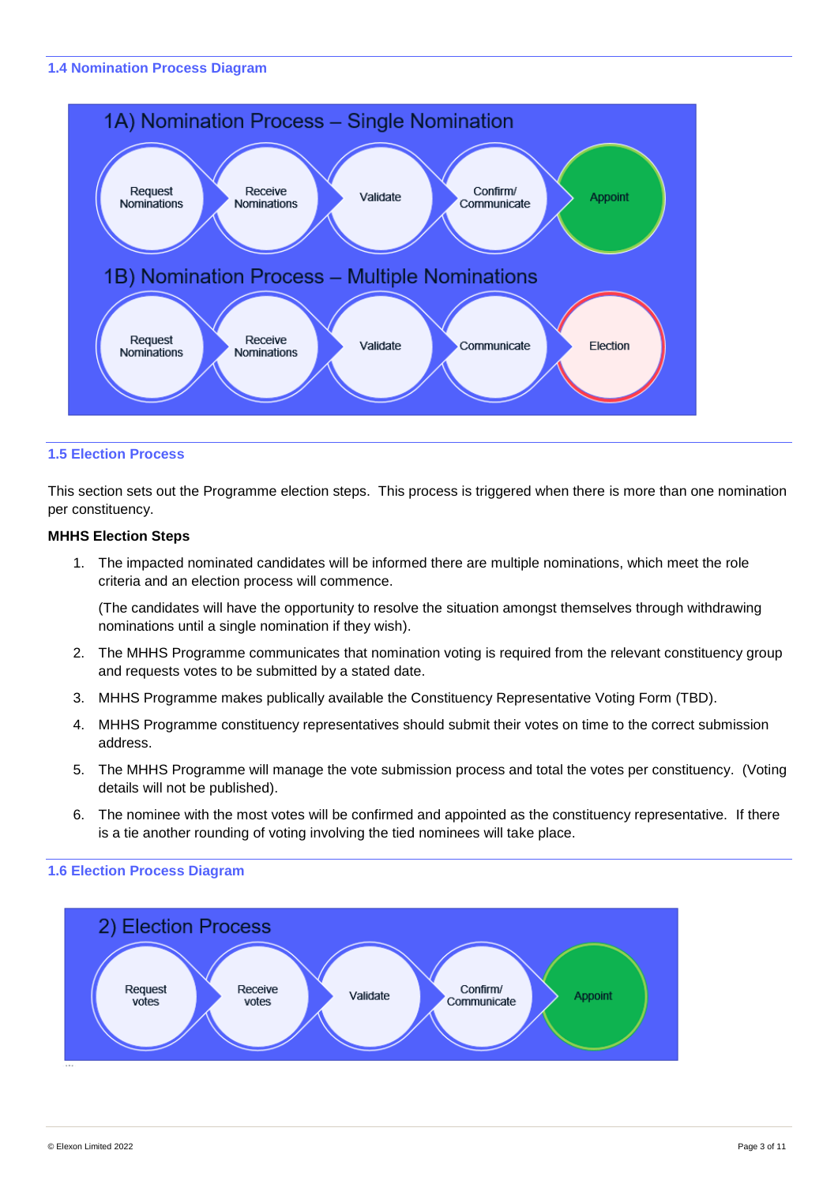### 1.4 Nomination Process Diagram

1A) Nomination Process – Single Nomination

Request Nominations → Receive Nominations → Validate → Confirm/ Communicate → Appoint

1B) Nomination Process – Multiple Nominations

Request Nominations → Receive Nominations → Validate → Communicate → Election

### 1.5 Election Process

This section sets out the Programme election steps. This process is triggered when there is more than one nomination per constituency.

**MHHS Election Steps**

1. The impacted nominated candidates will be informed there are multiple nominations, which meet the role criteria and an election process will commence.

   (The candidates will have the opportunity to resolve the situation amongst themselves through withdrawing nominations until a single nomination if they wish).

2. The MHHS Programme communicates that nomination voting is required from the relevant constituency group and requests votes to be submitted by a stated date.
3. MHHS Programme makes publically available the Constituency Representative Voting Form (TBD).
4. MHHS Programme constituency representatives should submit their votes on time to the correct submission address.
5. The MHHS Programme will manage the vote submission process and total the votes per constituency. (Voting details will not be published).
6. The nominee with the most votes will be confirmed and appointed as the constituency representative. If there is a tie another rounding of voting involving the tied nominees will take place.

### 1.6 Election Process Diagram

2) Election Process

Request votes → Receive votes → Validate → Confirm/ Communicate → Appoint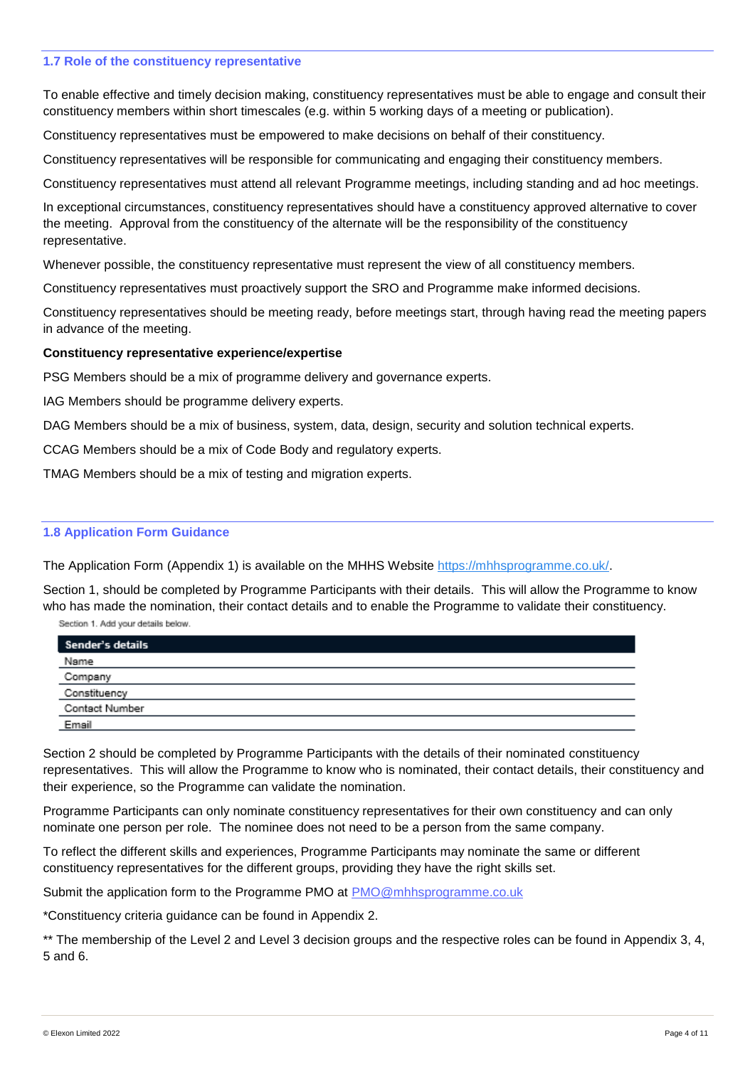### 1.7 Role of the constituency representative

To enable effective and timely decision making, constituency representatives must be able to engage and consult their constituency members within short timescales (e.g. within 5 working days of a meeting or publication).

Constituency representatives must be empowered to make decisions on behalf of their constituency.

Constituency representatives will be responsible for communicating and engaging their constituency members.

Constituency representatives must attend all relevant Programme meetings, including standing and ad hoc meetings.

In exceptional circumstances, constituency representatives should have a constituency approved alternative to cover the meeting. Approval from the constituency of the alternate will be the responsibility of the constituency representative.

Whenever possible, the constituency representative must represent the view of all constituency members.

Constituency representatives must proactively support the SRO and Programme make informed decisions.

Constituency representatives should be meeting ready, before meetings start, through having read the meeting papers in advance of the meeting.

**Constituency representative experience/expertise**

PSG Members should be a mix of programme delivery and governance experts.

IAG Members should be programme delivery experts.

DAG Members should be a mix of business, system, data, design, security and solution technical experts.

CCAG Members should be a mix of Code Body and regulatory experts.

TMAG Members should be a mix of testing and migration experts.

### 1.8 Application Form Guidance

The Application Form (Appendix 1) is available on the MHHS Website https://mhhsprogramme.co.uk/.

Section 1, should be completed by Programme Participants with their details. This will allow the Programme to know who has made the nomination, their contact details and to enable the Programme to validate their constituency.

Section 1. Add your details below.

| Sender's details |
| --- |
| Name |
| Company |
| Constituency |
| Contact Number |
| Email |

Section 2 should be completed by Programme Participants with the details of their nominated constituency representatives. This will allow the Programme to know who is nominated, their contact details, their constituency and their experience, so the Programme can validate the nomination.

Programme Participants can only nominate constituency representatives for their own constituency and can only nominate one person per role. The nominee does not need to be a person from the same company.

To reflect the different skills and experiences, Programme Participants may nominate the same or different constituency representatives for the different groups, providing they have the right skills set.

Submit the application form to the Programme PMO at PMO@mhhsprogramme.co.uk

*Constituency criteria guidance can be found in Appendix 2.

** The membership of the Level 2 and Level 3 decision groups and the respective roles can be found in Appendix 3, 4, 5 and 6.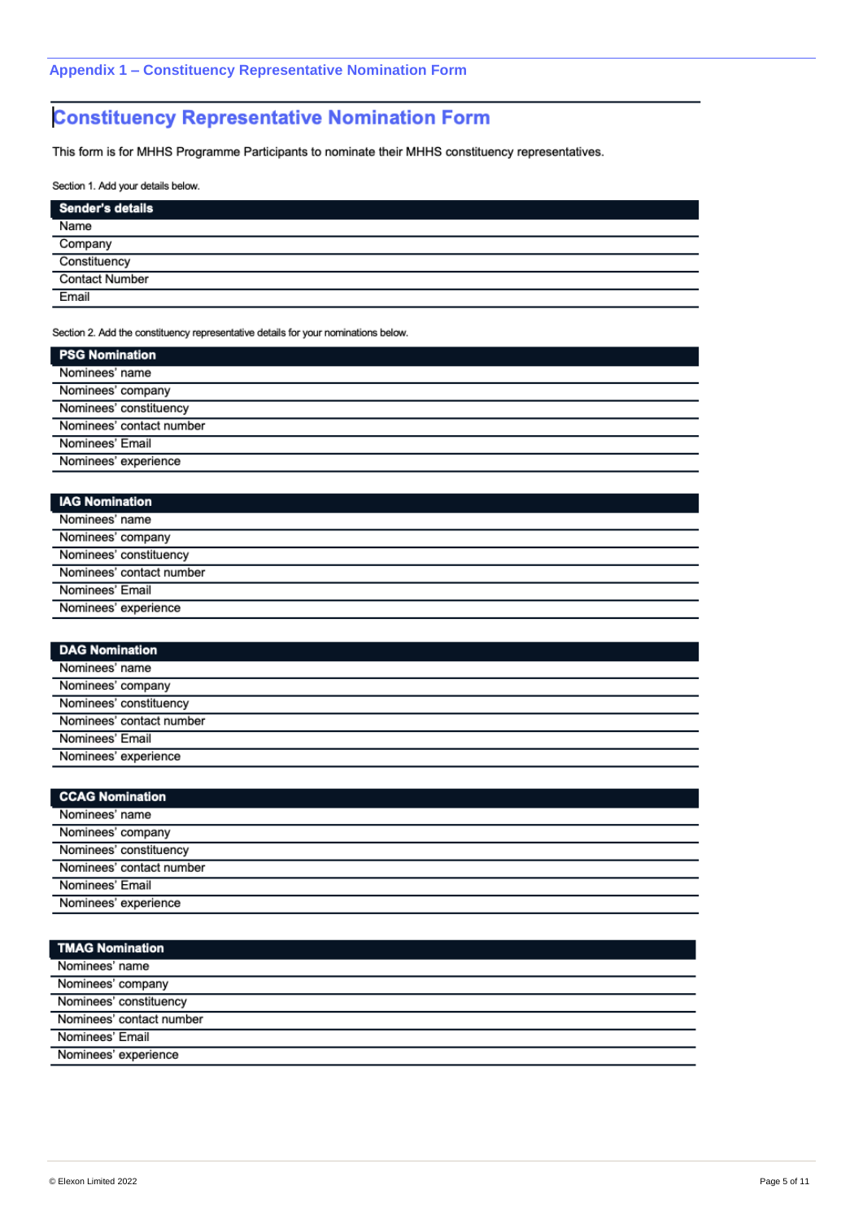## Appendix 1 – Constituency Representative Nomination Form

# Constituency Representative Nomination Form

This form is for MHHS Programme Participants to nominate their MHHS constituency representatives.

Section 1. Add your details below.

| Sender's details | |
|---|---|
| Name | |
| Company | |
| Constituency | |
| Contact Number | |
| Email | |

Section 2. Add the constituency representative details for your nominations below.

| PSG Nomination | |
|---|---|
| Nominees' name | |
| Nominees' company | |
| Nominees' constituency | |
| Nominees' contact number | |
| Nominees' Email | |
| Nominees' experience | |

| IAG Nomination | |
|---|---|
| Nominees' name | |
| Nominees' company | |
| Nominees' constituency | |
| Nominees' contact number | |
| Nominees' Email | |
| Nominees' experience | |

| DAG Nomination | |
|---|---|
| Nominees' name | |
| Nominees' company | |
| Nominees' constituency | |
| Nominees' contact number | |
| Nominees' Email | |
| Nominees' experience | |

| CCAG Nomination | |
|---|---|
| Nominees' name | |
| Nominees' company | |
| Nominees' constituency | |
| Nominees' contact number | |
| Nominees' Email | |
| Nominees' experience | |

| TMAG Nomination | |
|---|---|
| Nominees' name | |
| Nominees' company | |
| Nominees' constituency | |
| Nominees' contact number | |
| Nominees' Email | |
| Nominees' experience | |

© Elexon Limited 2022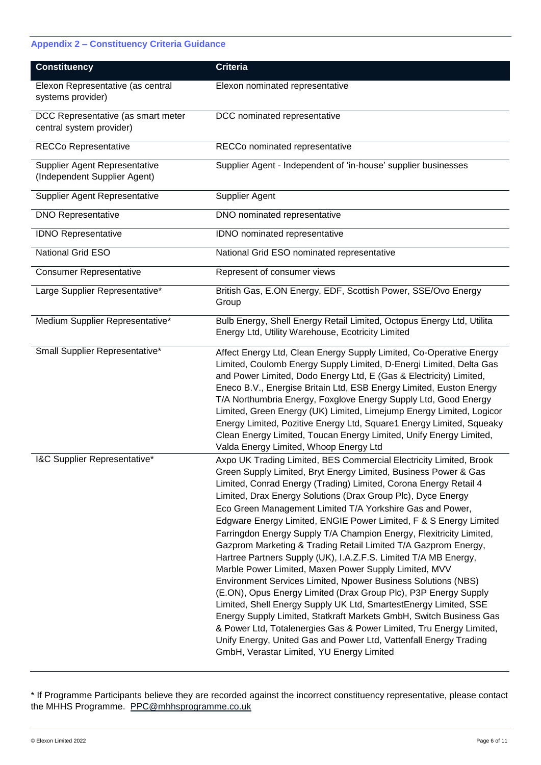### Appendix 2 – Constituency Criteria Guidance

| Constituency | Criteria |
| --- | --- |
| Elexon Representative (as central systems provider) | Elexon nominated representative |
| DCC Representative (as smart meter central system provider) | DCC nominated representative |
| RECCo Representative | RECCo nominated representative |
| Supplier Agent Representative (Independent Supplier Agent) | Supplier Agent - Independent of 'in-house' supplier businesses |
| Supplier Agent Representative | Supplier Agent |
| DNO Representative | DNO nominated representative |
| IDNO Representative | IDNO nominated representative |
| National Grid ESO | National Grid ESO nominated representative |
| Consumer Representative | Represent of consumer views |
| Large Supplier Representative* | British Gas, E.ON Energy, EDF, Scottish Power, SSE/Ovo Energy Group |
| Medium Supplier Representative* | Bulb Energy, Shell Energy Retail Limited, Octopus Energy Ltd, Utilita Energy Ltd, Utility Warehouse, Ecotricity Limited |
| Small Supplier Representative* | Affect Energy Ltd, Clean Energy Supply Limited, Co-Operative Energy Limited, Coulomb Energy Supply Limited, D-Energi Limited, Delta Gas and Power Limited, Dodo Energy Ltd, E (Gas & Electricity) Limited, Eneco B.V., Energise Britain Ltd, ESB Energy Limited, Euston Energy T/A Northumbria Energy, Foxglove Energy Supply Ltd, Good Energy Limited, Green Energy (UK) Limited, Limejump Energy Limited, Logicor Energy Limited, Pozitive Energy Ltd, Square1 Energy Limited, Squeaky Clean Energy Limited, Toucan Energy Limited, Unify Energy Limited, Valda Energy Limited, Whoop Energy Ltd |
| I&C Supplier Representative* | Axpo UK Trading Limited, BES Commercial Electricity Limited, Brook Green Supply Limited, Bryt Energy Limited, Business Power & Gas Limited, Conrad Energy (Trading) Limited, Corona Energy Retail 4 Limited, Drax Energy Solutions (Drax Group Plc), Dyce Energy Eco Green Management Limited T/A Yorkshire Gas and Power, Edgware Energy Limited, ENGIE Power Limited, F & S Energy Limited Farringdon Energy Supply T/A Champion Energy, Flexitricity Limited, Gazprom Marketing & Trading Retail Limited T/A Gazprom Energy, Hartree Partners Supply (UK), I.A.Z.F.S. Limited T/A MB Energy, Marble Power Limited, Maxen Power Supply Limited, MVV Environment Services Limited, Npower Business Solutions (NBS) (E.ON), Opus Energy Limited (Drax Group Plc), P3P Energy Supply Limited, Shell Energy Supply UK Ltd, SmartestEnergy Limited, SSE Energy Supply Limited, Statkraft Markets GmbH, Switch Business Gas & Power Ltd, Totalenergies Gas & Power Limited, Tru Energy Limited, Unify Energy, United Gas and Power Ltd, Vattenfall Energy Trading GmbH, Verastar Limited, YU Energy Limited |

* If Programme Participants believe they are recorded against the incorrect constituency representative, please contact the MHHS Programme. PPC@mhhsprogramme.co.uk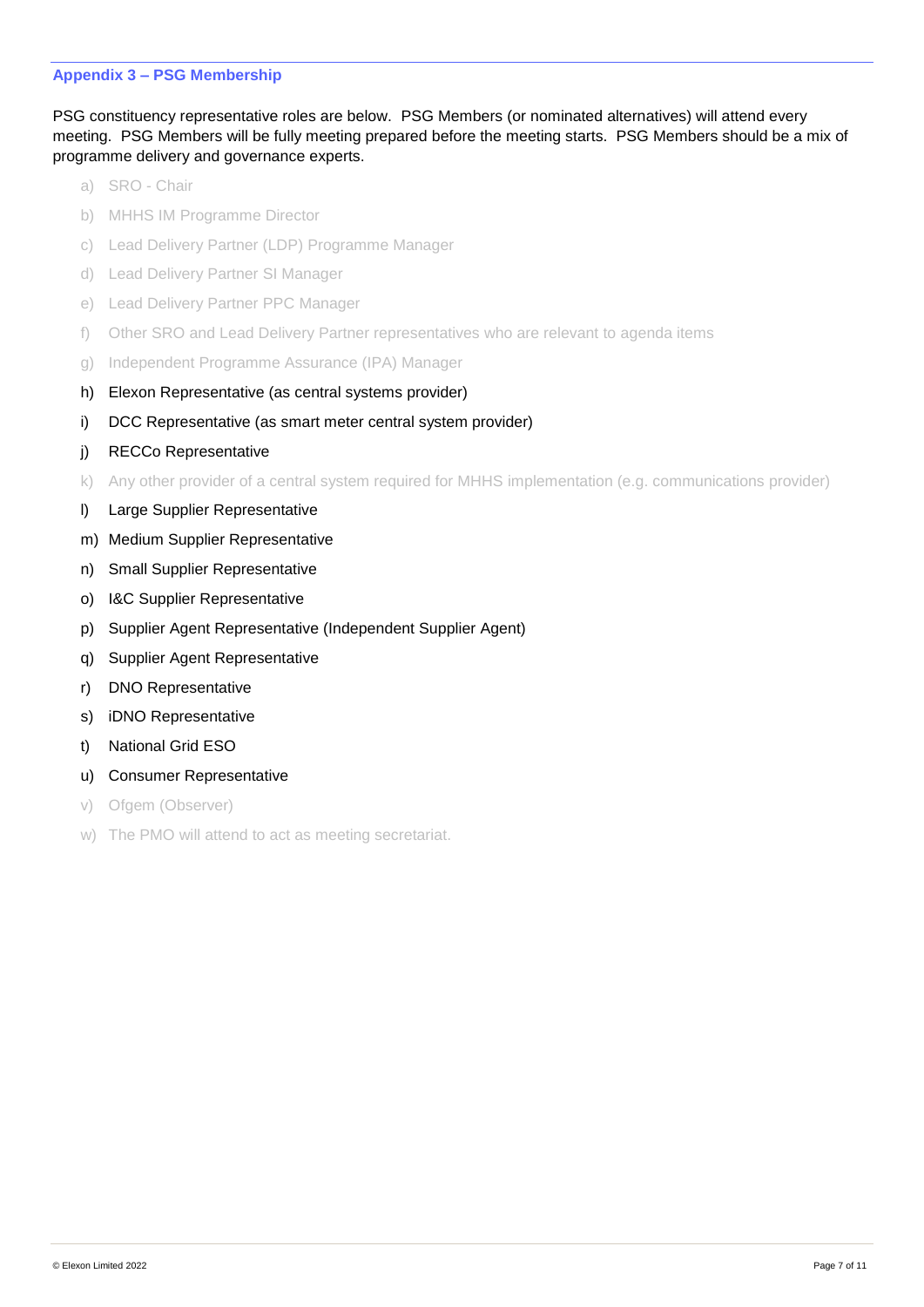### Appendix 3 – PSG Membership

PSG constituency representative roles are below. PSG Members (or nominated alternatives) will attend every meeting. PSG Members will be fully meeting prepared before the meeting starts. PSG Members should be a mix of programme delivery and governance experts.

a) SRO - Chair

b) MHHS IM Programme Director

c) Lead Delivery Partner (LDP) Programme Manager

d) Lead Delivery Partner SI Manager

e) Lead Delivery Partner PPC Manager

f) Other SRO and Lead Delivery Partner representatives who are relevant to agenda items

g) Independent Programme Assurance (IPA) Manager

h) Elexon Representative (as central systems provider)

i) DCC Representative (as smart meter central system provider)

j) RECCo Representative

k) Any other provider of a central system required for MHHS implementation (e.g. communications provider)

l) Large Supplier Representative

m) Medium Supplier Representative

n) Small Supplier Representative

o) I&C Supplier Representative

p) Supplier Agent Representative (Independent Supplier Agent)

q) Supplier Agent Representative

r) DNO Representative

s) iDNO Representative

t) National Grid ESO

u) Consumer Representative

v) Ofgem (Observer)

w) The PMO will attend to act as meeting secretariat.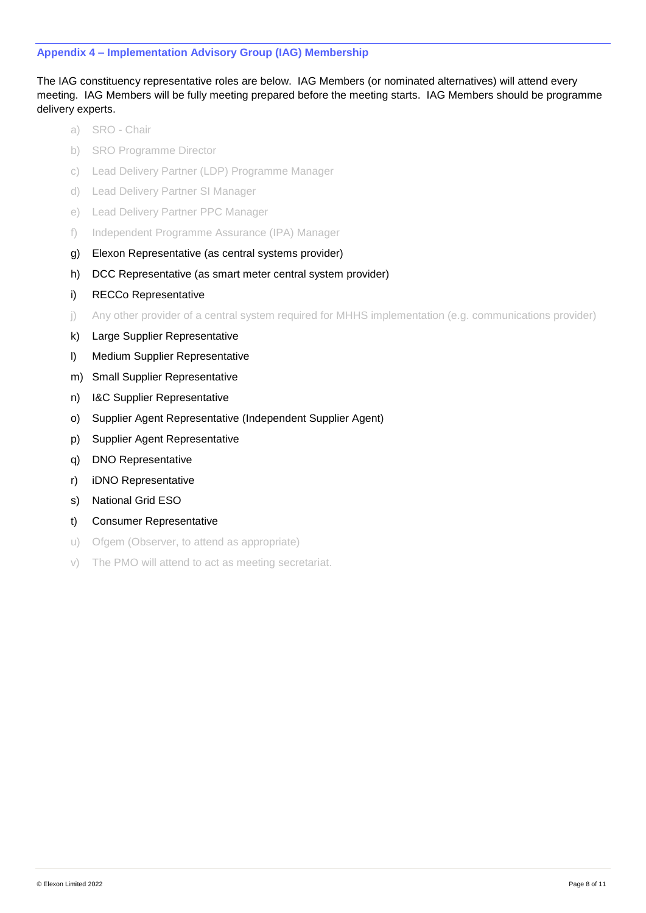### Appendix 4 – Implementation Advisory Group (IAG) Membership

The IAG constituency representative roles are below. IAG Members (or nominated alternatives) will attend every meeting. IAG Members will be fully meeting prepared before the meeting starts. IAG Members should be programme delivery experts.

a) SRO - Chair
b) SRO Programme Director
c) Lead Delivery Partner (LDP) Programme Manager
d) Lead Delivery Partner SI Manager
e) Lead Delivery Partner PPC Manager
f) Independent Programme Assurance (IPA) Manager
g) Elexon Representative (as central systems provider)
h) DCC Representative (as smart meter central system provider)
i) RECCo Representative
j) Any other provider of a central system required for MHHS implementation (e.g. communications provider)
k) Large Supplier Representative
l) Medium Supplier Representative
m) Small Supplier Representative
n) I&C Supplier Representative
o) Supplier Agent Representative (Independent Supplier Agent)
p) Supplier Agent Representative
q) DNO Representative
r) iDNO Representative
s) National Grid ESO
t) Consumer Representative
u) Ofgem (Observer, to attend as appropriate)
v) The PMO will attend to act as meeting secretariat.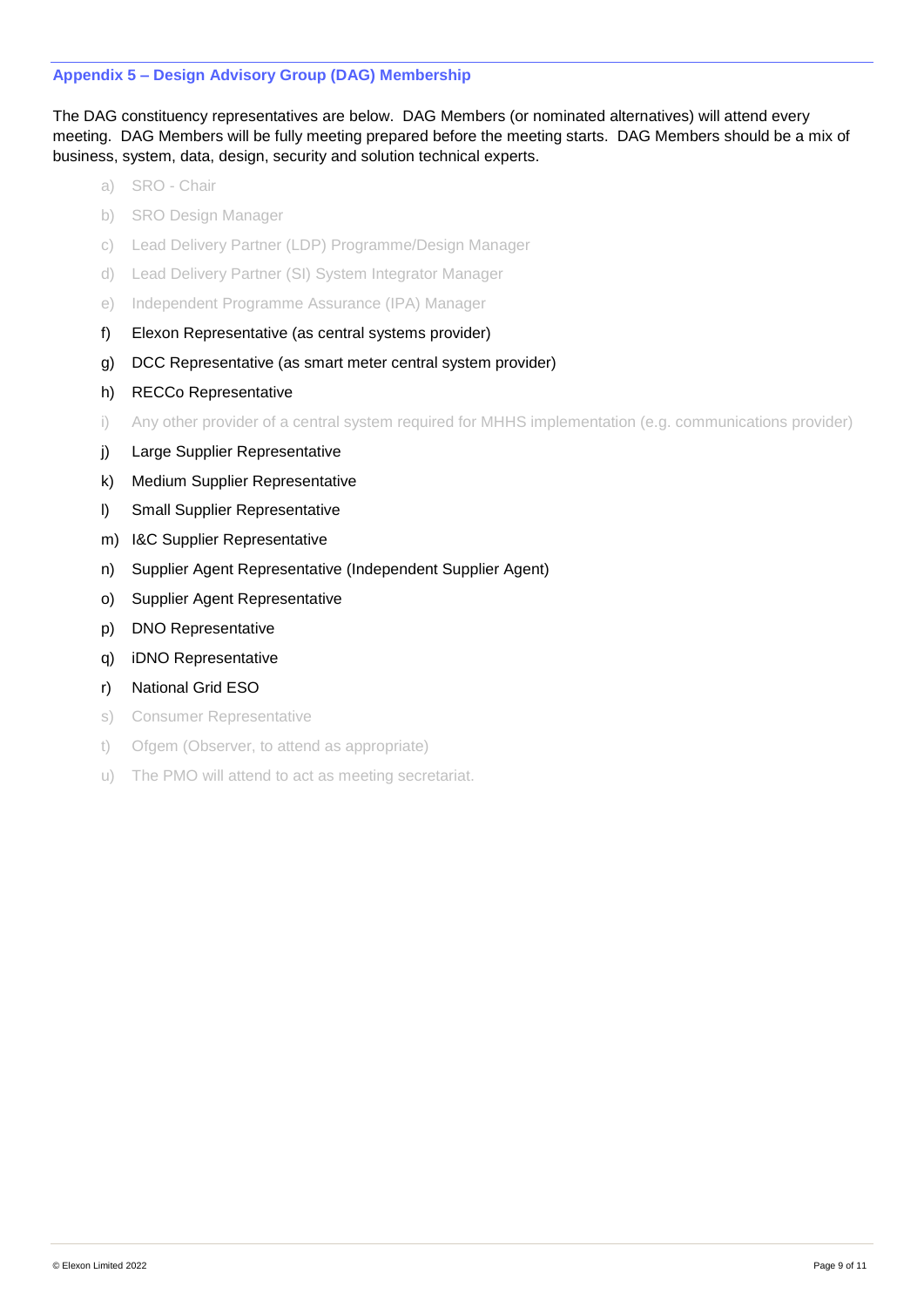### Appendix 5 – Design Advisory Group (DAG) Membership

The DAG constituency representatives are below. DAG Members (or nominated alternatives) will attend every meeting. DAG Members will be fully meeting prepared before the meeting starts. DAG Members should be a mix of business, system, data, design, security and solution technical experts.

a) SRO - Chair
b) SRO Design Manager
c) Lead Delivery Partner (LDP) Programme/Design Manager
d) Lead Delivery Partner (SI) System Integrator Manager
e) Independent Programme Assurance (IPA) Manager
f) Elexon Representative (as central systems provider)
g) DCC Representative (as smart meter central system provider)
h) RECCo Representative
i) Any other provider of a central system required for MHHS implementation (e.g. communications provider)
j) Large Supplier Representative
k) Medium Supplier Representative
l) Small Supplier Representative
m) I&C Supplier Representative
n) Supplier Agent Representative (Independent Supplier Agent)
o) Supplier Agent Representative
p) DNO Representative
q) iDNO Representative
r) National Grid ESO
s) Consumer Representative
t) Ofgem (Observer, to attend as appropriate)
u) The PMO will attend to act as meeting secretariat.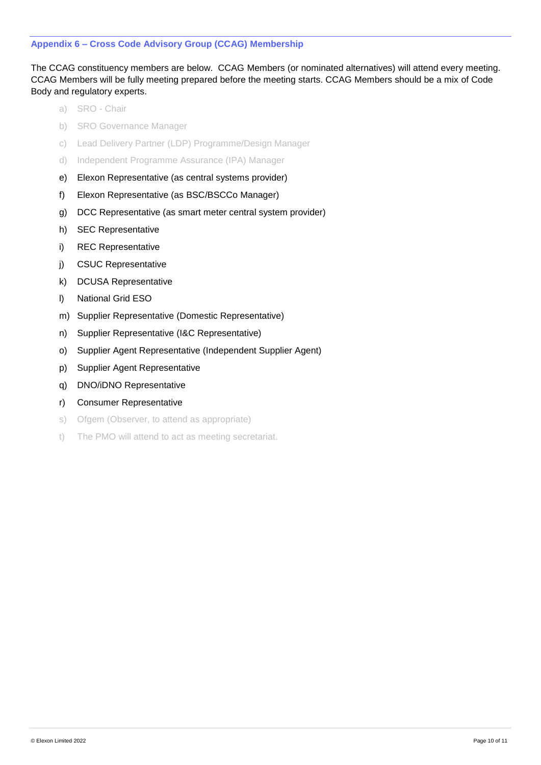### Appendix 6 – Cross Code Advisory Group (CCAG) Membership

The CCAG constituency members are below. CCAG Members (or nominated alternatives) will attend every meeting. CCAG Members will be fully meeting prepared before the meeting starts. CCAG Members should be a mix of Code Body and regulatory experts.

a) SRO - Chair
b) SRO Governance Manager
c) Lead Delivery Partner (LDP) Programme/Design Manager
d) Independent Programme Assurance (IPA) Manager
e) Elexon Representative (as central systems provider)
f) Elexon Representative (as BSC/BSCCo Manager)
g) DCC Representative (as smart meter central system provider)
h) SEC Representative
i) REC Representative
j) CSUC Representative
k) DCUSA Representative
l) National Grid ESO
m) Supplier Representative (Domestic Representative)
n) Supplier Representative (I&C Representative)
o) Supplier Agent Representative (Independent Supplier Agent)
p) Supplier Agent Representative
q) DNO/iDNO Representative
r) Consumer Representative
s) Ofgem (Observer, to attend as appropriate)
t) The PMO will attend to act as meeting secretariat.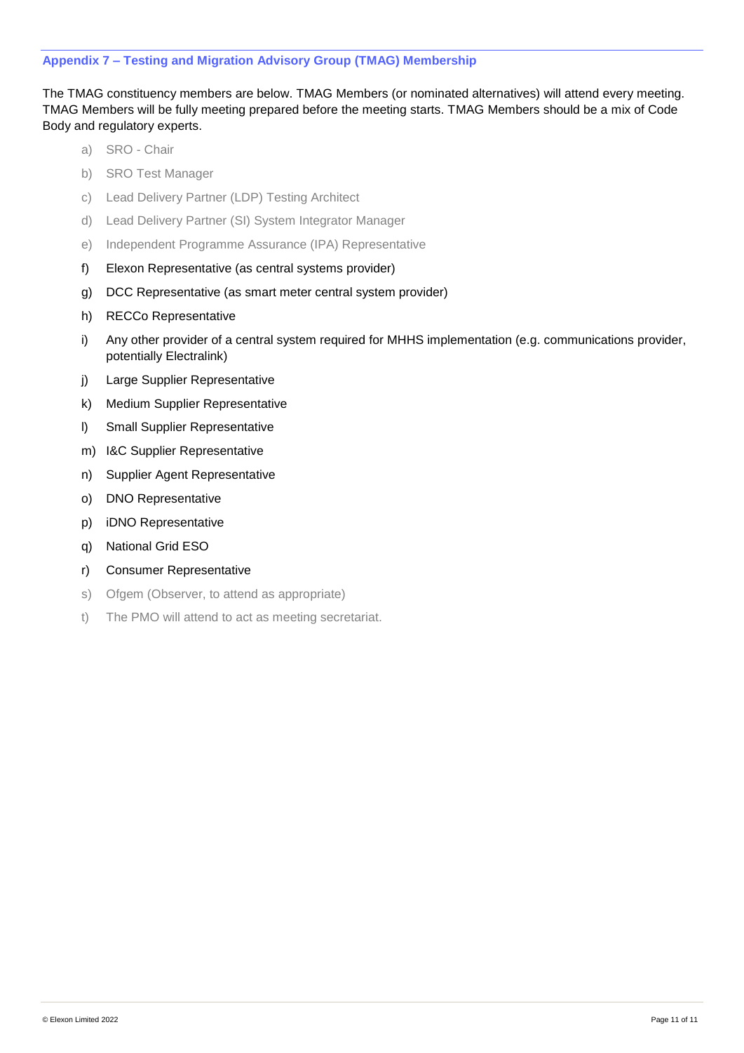### Appendix 7 – Testing and Migration Advisory Group (TMAG) Membership

The TMAG constituency members are below. TMAG Members (or nominated alternatives) will attend every meeting. TMAG Members will be fully meeting prepared before the meeting starts. TMAG Members should be a mix of Code Body and regulatory experts.

a) SRO - Chair
b) SRO Test Manager
c) Lead Delivery Partner (LDP) Testing Architect
d) Lead Delivery Partner (SI) System Integrator Manager
e) Independent Programme Assurance (IPA) Representative
f) Elexon Representative (as central systems provider)
g) DCC Representative (as smart meter central system provider)
h) RECCo Representative
i) Any other provider of a central system required for MHHS implementation (e.g. communications provider, potentially Electralink)
j) Large Supplier Representative
k) Medium Supplier Representative
l) Small Supplier Representative
m) I&C Supplier Representative
n) Supplier Agent Representative
o) DNO Representative
p) iDNO Representative
q) National Grid ESO
r) Consumer Representative
s) Ofgem (Observer, to attend as appropriate)
t) The PMO will attend to act as meeting secretariat.